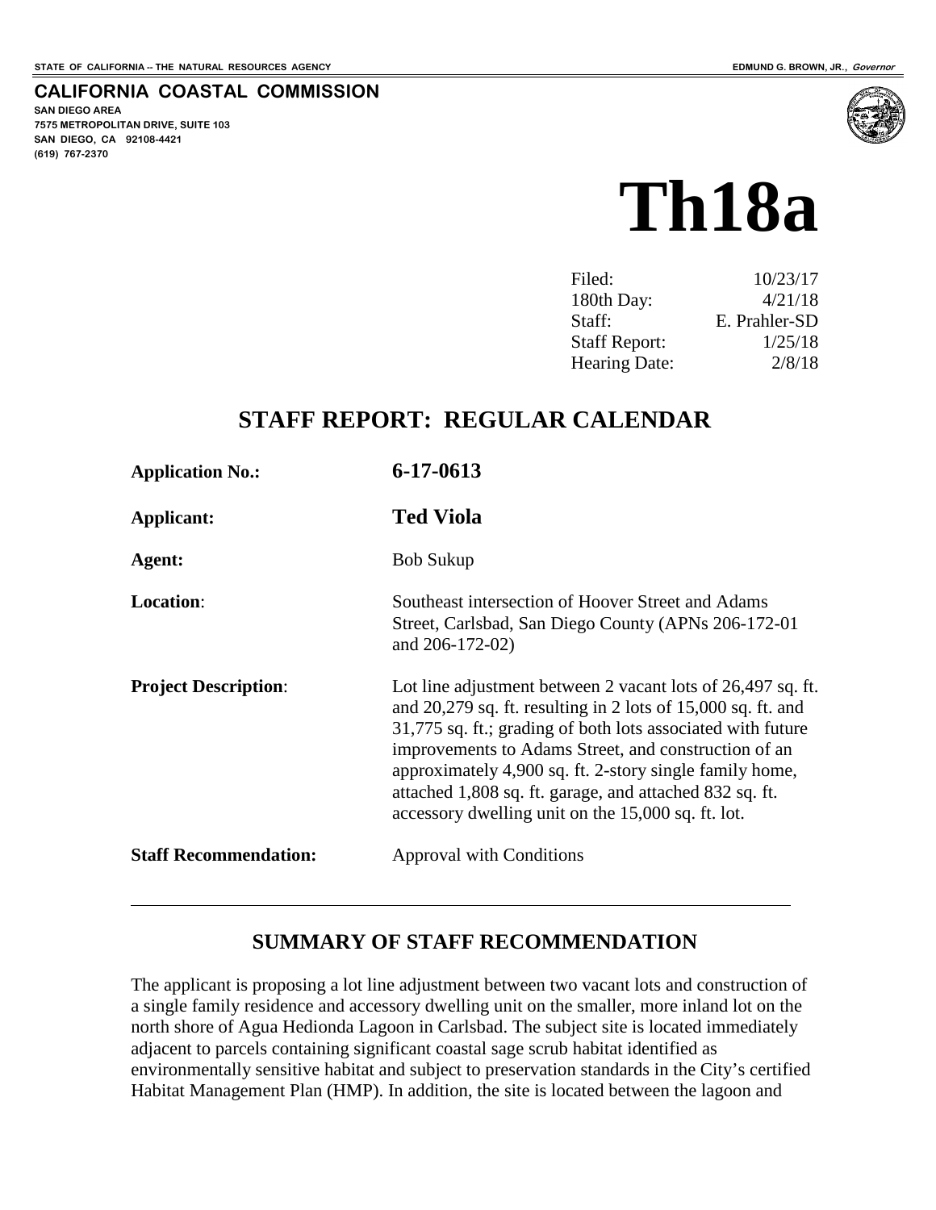STATE OF CALIFORNIA -- THE NATURAL RESOURCES AGENCY

EDMUND G. BROWN, JR., *Governor*

**CALIFORNIA COASTAL COMMISSION**
**SAN DIEGO AREA**
**7575 METROPOLITAN DRIVE, SUITE 103**
**SAN DIEGO, CA 92108-4421**
**(619) 767-2370**

# Th18a

| | |
|---|---|
| Filed: | 10/23/17 |
| 180th Day: | 4/21/18 |
| Staff: | E. Prahler-SD |
| Staff Report: | 1/25/18 |
| Hearing Date: | 2/8/18 |

## STAFF REPORT: REGULAR CALENDAR

| | |
|---|---|
| **Application No.:** | **6-17-0613** |
| **Applicant:** | **Ted Viola** |
| **Agent:** | Bob Sukup |
| **Location**: | Southeast intersection of Hoover Street and Adams Street, Carlsbad, San Diego County (APNs 206-172-01 and 206-172-02) |
| **Project Description**: | Lot line adjustment between 2 vacant lots of 26,497 sq. ft. and 20,279 sq. ft. resulting in 2 lots of 15,000 sq. ft. and 31,775 sq. ft.; grading of both lots associated with future improvements to Adams Street, and construction of an approximately 4,900 sq. ft. 2-story single family home, attached 1,808 sq. ft. garage, and attached 832 sq. ft. accessory dwelling unit on the 15,000 sq. ft. lot. |
| **Staff Recommendation:** | Approval with Conditions |

---

### SUMMARY OF STAFF RECOMMENDATION

The applicant is proposing a lot line adjustment between two vacant lots and construction of a single family residence and accessory dwelling unit on the smaller, more inland lot on the north shore of Agua Hedionda Lagoon in Carlsbad. The subject site is located immediately adjacent to parcels containing significant coastal sage scrub habitat identified as environmentally sensitive habitat and subject to preservation standards in the City's certified Habitat Management Plan (HMP). In addition, the site is located between the lagoon and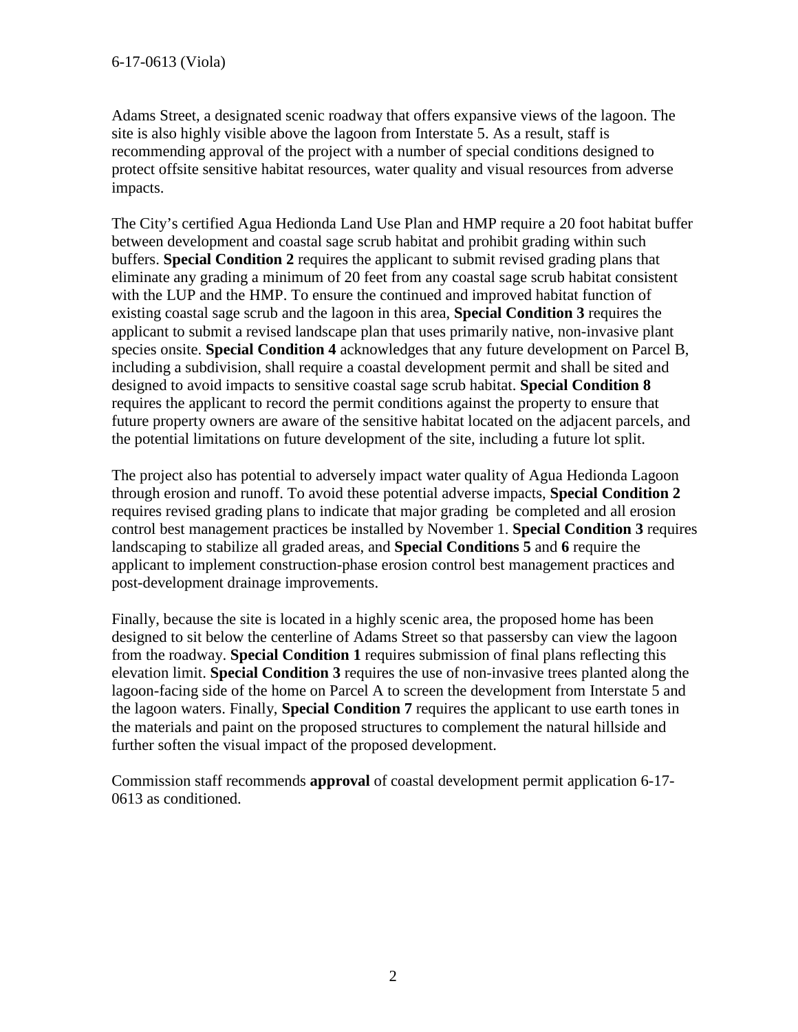Adams Street, a designated scenic roadway that offers expansive views of the lagoon. The site is also highly visible above the lagoon from Interstate 5. As a result, staff is recommending approval of the project with a number of special conditions designed to protect offsite sensitive habitat resources, water quality and visual resources from adverse impacts.

The City's certified Agua Hedionda Land Use Plan and HMP require a 20 foot habitat buffer between development and coastal sage scrub habitat and prohibit grading within such buffers. **Special Condition 2** requires the applicant to submit revised grading plans that eliminate any grading a minimum of 20 feet from any coastal sage scrub habitat consistent with the LUP and the HMP. To ensure the continued and improved habitat function of existing coastal sage scrub and the lagoon in this area, **Special Condition 3** requires the applicant to submit a revised landscape plan that uses primarily native, non-invasive plant species onsite. **Special Condition 4** acknowledges that any future development on Parcel B, including a subdivision, shall require a coastal development permit and shall be sited and designed to avoid impacts to sensitive coastal sage scrub habitat. **Special Condition 8** requires the applicant to record the permit conditions against the property to ensure that future property owners are aware of the sensitive habitat located on the adjacent parcels, and the potential limitations on future development of the site, including a future lot split.

The project also has potential to adversely impact water quality of Agua Hedionda Lagoon through erosion and runoff. To avoid these potential adverse impacts, **Special Condition 2** requires revised grading plans to indicate that major grading be completed and all erosion control best management practices be installed by November 1. **Special Condition 3** requires landscaping to stabilize all graded areas, and **Special Conditions 5** and **6** require the applicant to implement construction-phase erosion control best management practices and post-development drainage improvements.

Finally, because the site is located in a highly scenic area, the proposed home has been designed to sit below the centerline of Adams Street so that passersby can view the lagoon from the roadway. **Special Condition 1** requires submission of final plans reflecting this elevation limit. **Special Condition 3** requires the use of non-invasive trees planted along the lagoon-facing side of the home on Parcel A to screen the development from Interstate 5 and the lagoon waters. Finally, **Special Condition 7** requires the applicant to use earth tones in the materials and paint on the proposed structures to complement the natural hillside and further soften the visual impact of the proposed development.

Commission staff recommends **approval** of coastal development permit application 6-17-0613 as conditioned.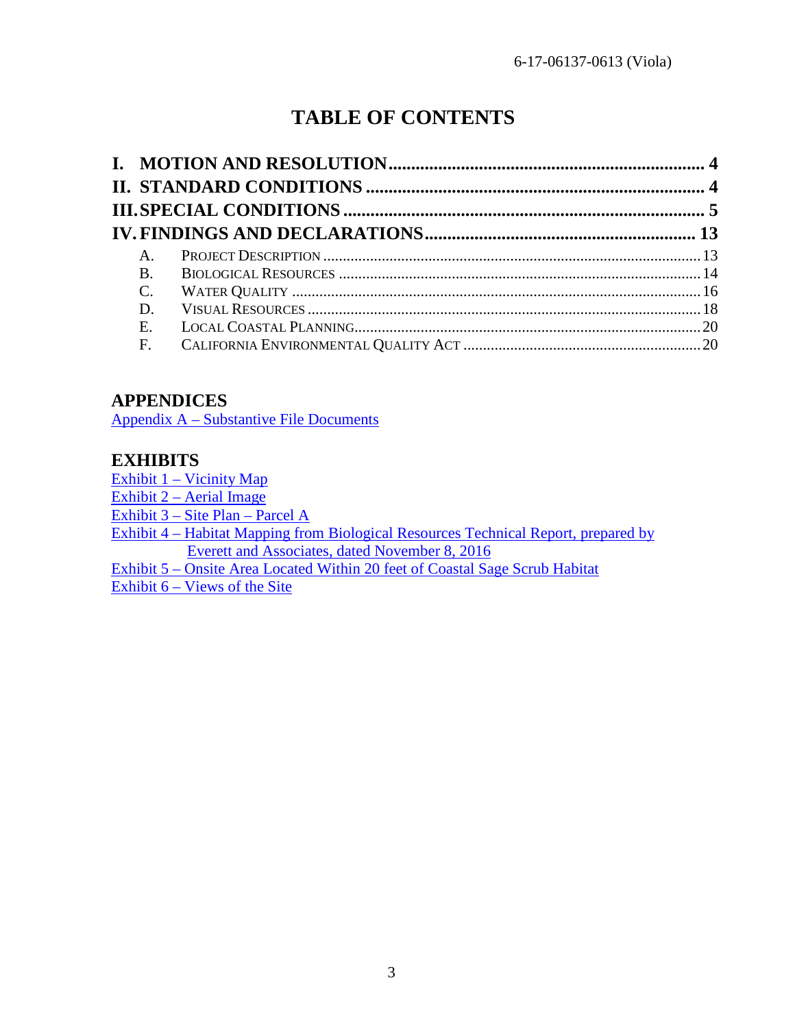# TABLE OF CONTENTS

| | | |
|---|---|---|
| **I.** | **MOTION AND RESOLUTION** | **4** |
| **II.** | **STANDARD CONDITIONS** | **4** |
| **III.** | **SPECIAL CONDITIONS** | **5** |
| **IV.** | **FINDINGS AND DECLARATIONS** | **13** |
| A. | PROJECT DESCRIPTION | 13 |
| B. | BIOLOGICAL RESOURCES | 14 |
| C. | WATER QUALITY | 16 |
| D. | VISUAL RESOURCES | 18 |
| E. | LOCAL COASTAL PLANNING | 20 |
| F. | CALIFORNIA ENVIRONMENTAL QUALITY ACT | 20 |

## APPENDICES

Appendix A – Substantive File Documents

## EXHIBITS

Exhibit 1 – Vicinity Map
Exhibit 2 – Aerial Image
Exhibit 3 – Site Plan – Parcel A
Exhibit 4 – Habitat Mapping from Biological Resources Technical Report, prepared by Everett and Associates, dated November 8, 2016
Exhibit 5 – Onsite Area Located Within 20 feet of Coastal Sage Scrub Habitat
Exhibit 6 – Views of the Site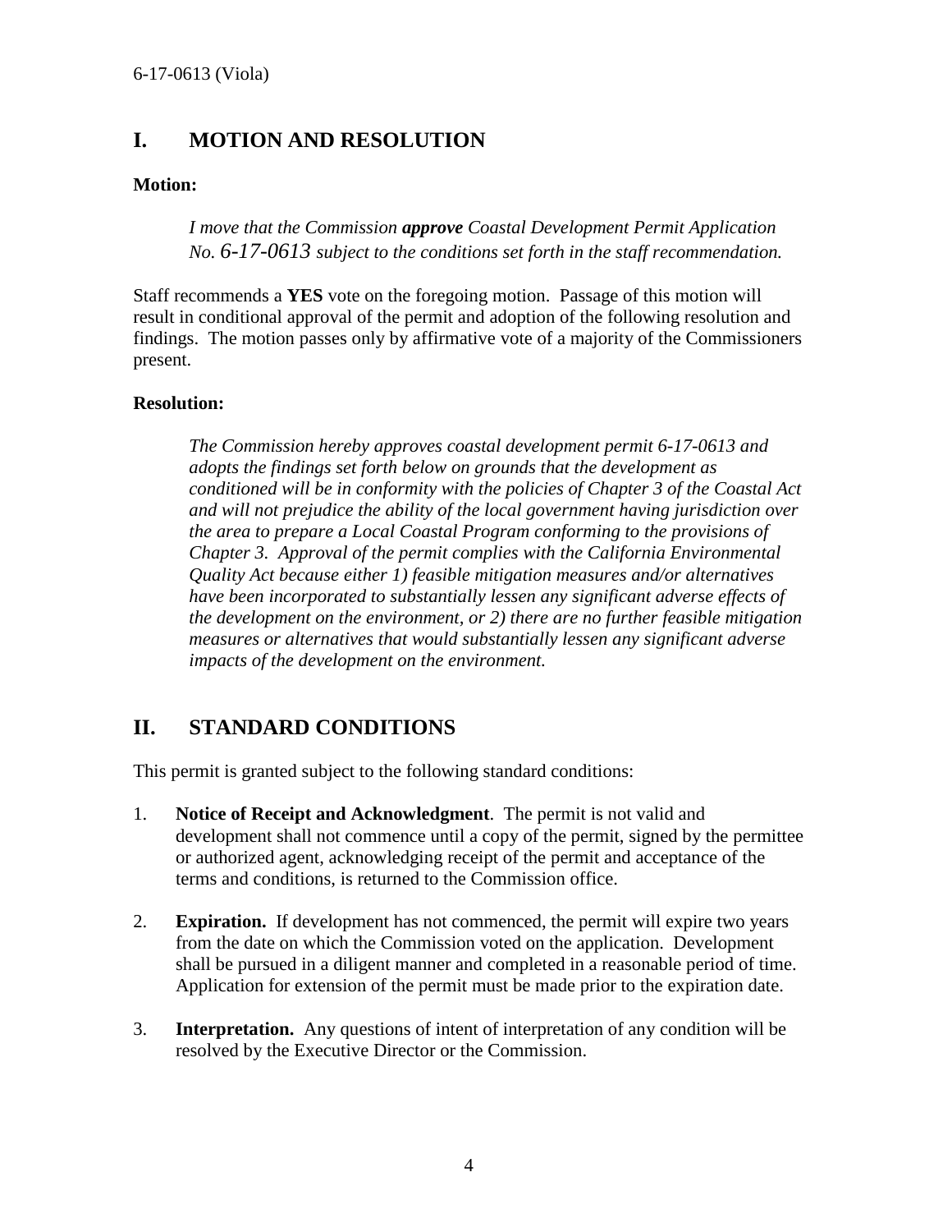## I. MOTION AND RESOLUTION

**Motion:**

> *I move that the Commission **approve** Coastal Development Permit Application No. 6-17-0613 subject to the conditions set forth in the staff recommendation.*

Staff recommends a **YES** vote on the foregoing motion. Passage of this motion will result in conditional approval of the permit and adoption of the following resolution and findings. The motion passes only by affirmative vote of a majority of the Commissioners present.

**Resolution:**

> *The Commission hereby approves coastal development permit 6-17-0613 and adopts the findings set forth below on grounds that the development as conditioned will be in conformity with the policies of Chapter 3 of the Coastal Act and will not prejudice the ability of the local government having jurisdiction over the area to prepare a Local Coastal Program conforming to the provisions of Chapter 3. Approval of the permit complies with the California Environmental Quality Act because either 1) feasible mitigation measures and/or alternatives have been incorporated to substantially lessen any significant adverse effects of the development on the environment, or 2) there are no further feasible mitigation measures or alternatives that would substantially lessen any significant adverse impacts of the development on the environment.*

## II. STANDARD CONDITIONS

This permit is granted subject to the following standard conditions:

1. **Notice of Receipt and Acknowledgment**. The permit is not valid and development shall not commence until a copy of the permit, signed by the permittee or authorized agent, acknowledging receipt of the permit and acceptance of the terms and conditions, is returned to the Commission office.

2. **Expiration.** If development has not commenced, the permit will expire two years from the date on which the Commission voted on the application. Development shall be pursued in a diligent manner and completed in a reasonable period of time. Application for extension of the permit must be made prior to the expiration date.

3. **Interpretation.** Any questions of intent of interpretation of any condition will be resolved by the Executive Director or the Commission.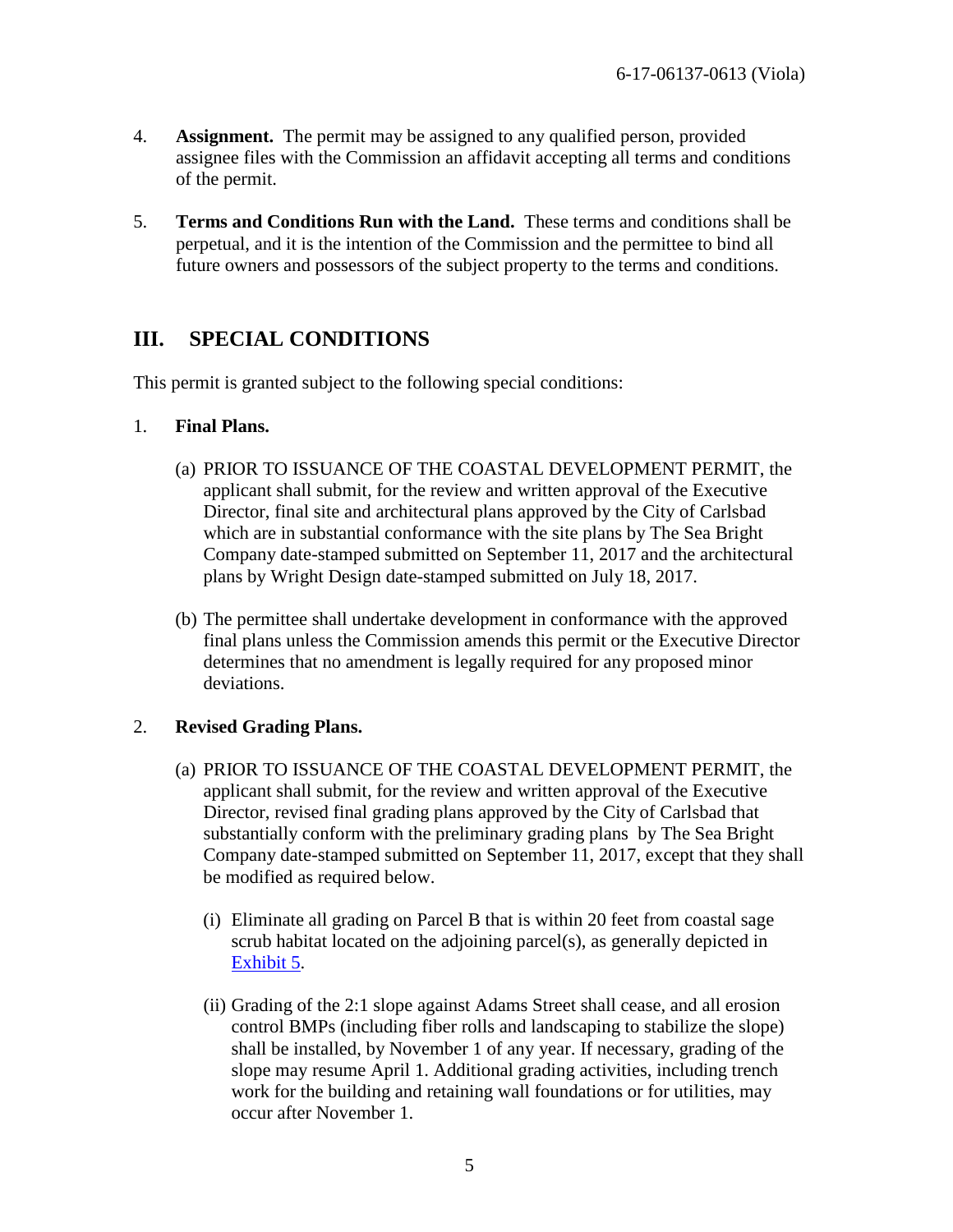4. **Assignment.** The permit may be assigned to any qualified person, provided assignee files with the Commission an affidavit accepting all terms and conditions of the permit.

5. **Terms and Conditions Run with the Land.** These terms and conditions shall be perpetual, and it is the intention of the Commission and the permittee to bind all future owners and possessors of the subject property to the terms and conditions.

## III. SPECIAL CONDITIONS

This permit is granted subject to the following special conditions:

1. **Final Plans.**

   (a) PRIOR TO ISSUANCE OF THE COASTAL DEVELOPMENT PERMIT, the applicant shall submit, for the review and written approval of the Executive Director, final site and architectural plans approved by the City of Carlsbad which are in substantial conformance with the site plans by The Sea Bright Company date-stamped submitted on September 11, 2017 and the architectural plans by Wright Design date-stamped submitted on July 18, 2017.

   (b) The permittee shall undertake development in conformance with the approved final plans unless the Commission amends this permit or the Executive Director determines that no amendment is legally required for any proposed minor deviations.

2. **Revised Grading Plans.**

   (a) PRIOR TO ISSUANCE OF THE COASTAL DEVELOPMENT PERMIT, the applicant shall submit, for the review and written approval of the Executive Director, revised final grading plans approved by the City of Carlsbad that substantially conform with the preliminary grading plans by The Sea Bright Company date-stamped submitted on September 11, 2017, except that they shall be modified as required below.

      (i) Eliminate all grading on Parcel B that is within 20 feet from coastal sage scrub habitat located on the adjoining parcel(s), as generally depicted in Exhibit 5.

      (ii) Grading of the 2:1 slope against Adams Street shall cease, and all erosion control BMPs (including fiber rolls and landscaping to stabilize the slope) shall be installed, by November 1 of any year. If necessary, grading of the slope may resume April 1. Additional grading activities, including trench work for the building and retaining wall foundations or for utilities, may occur after November 1.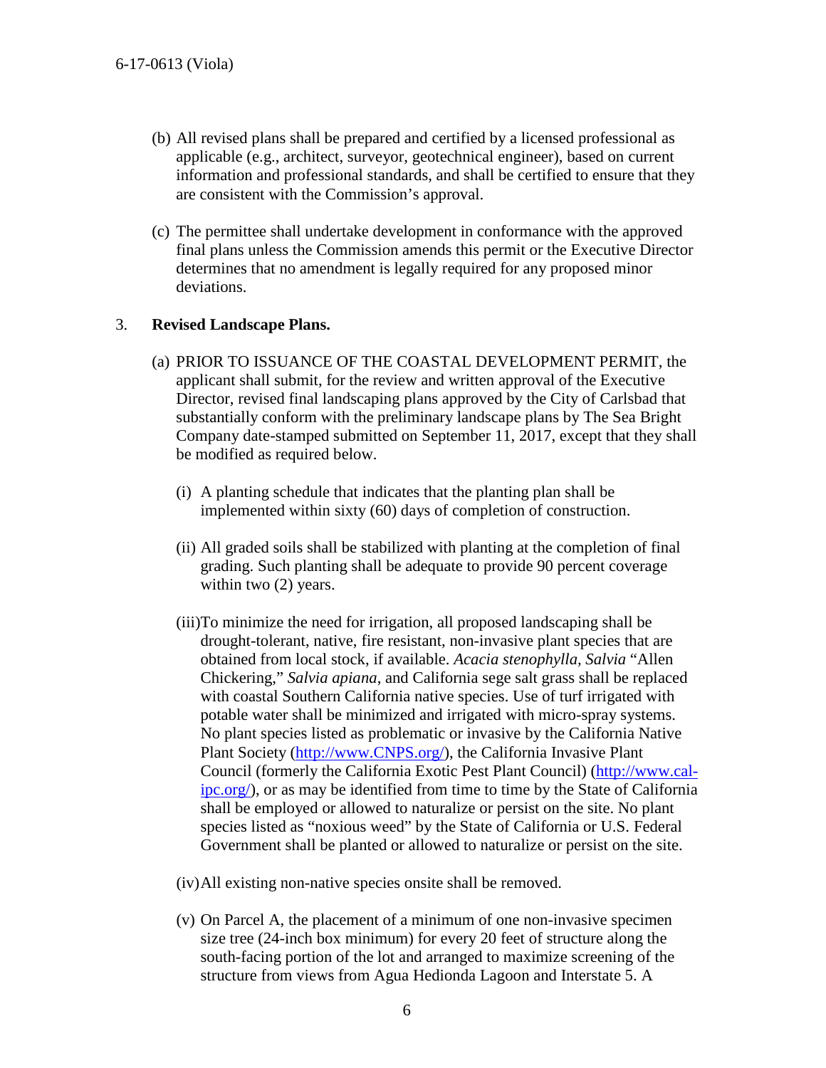(b) All revised plans shall be prepared and certified by a licensed professional as applicable (e.g., architect, surveyor, geotechnical engineer), based on current information and professional standards, and shall be certified to ensure that they are consistent with the Commission's approval.

(c) The permittee shall undertake development in conformance with the approved final plans unless the Commission amends this permit or the Executive Director determines that no amendment is legally required for any proposed minor deviations.

3. **Revised Landscape Plans.**

(a) PRIOR TO ISSUANCE OF THE COASTAL DEVELOPMENT PERMIT, the applicant shall submit, for the review and written approval of the Executive Director, revised final landscaping plans approved by the City of Carlsbad that substantially conform with the preliminary landscape plans by The Sea Bright Company date-stamped submitted on September 11, 2017, except that they shall be modified as required below.

(i) A planting schedule that indicates that the planting plan shall be implemented within sixty (60) days of completion of construction.

(ii) All graded soils shall be stabilized with planting at the completion of final grading. Such planting shall be adequate to provide 90 percent coverage within two (2) years.

(iii) To minimize the need for irrigation, all proposed landscaping shall be drought-tolerant, native, fire resistant, non-invasive plant species that are obtained from local stock, if available. *Acacia stenophylla, Salvia* "Allen Chickering," *Salvia apiana*, and California sege salt grass shall be replaced with coastal Southern California native species. Use of turf irrigated with potable water shall be minimized and irrigated with micro-spray systems. No plant species listed as problematic or invasive by the California Native Plant Society (http://www.CNPS.org/), the California Invasive Plant Council (formerly the California Exotic Pest Plant Council) (http://www.cal-ipc.org/), or as may be identified from time to time by the State of California shall be employed or allowed to naturalize or persist on the site. No plant species listed as "noxious weed" by the State of California or U.S. Federal Government shall be planted or allowed to naturalize or persist on the site.

(iv) All existing non-native species onsite shall be removed.

(v) On Parcel A, the placement of a minimum of one non-invasive specimen size tree (24-inch box minimum) for every 20 feet of structure along the south-facing portion of the lot and arranged to maximize screening of the structure from views from Agua Hedionda Lagoon and Interstate 5. A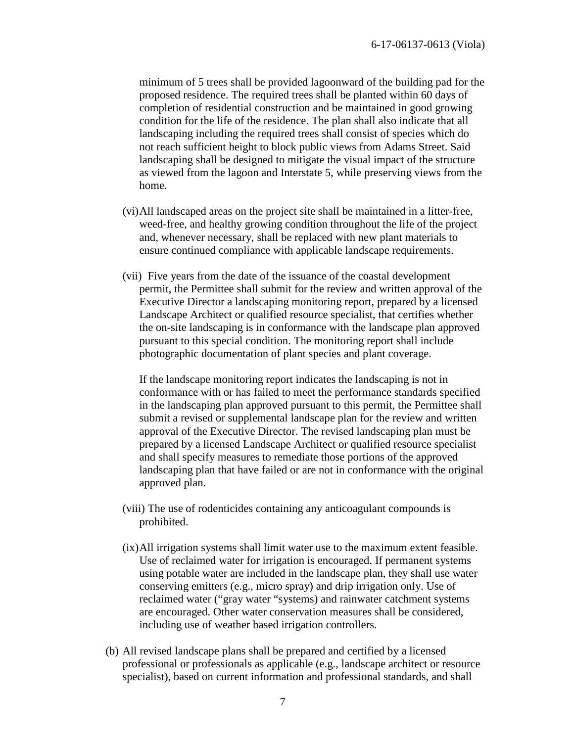minimum of 5 trees shall be provided lagoonward of the building pad for the proposed residence. The required trees shall be planted within 60 days of completion of residential construction and be maintained in good growing condition for the life of the residence. The plan shall also indicate that all landscaping including the required trees shall consist of species which do not reach sufficient height to block public views from Adams Street. Said landscaping shall be designed to mitigate the visual impact of the structure as viewed from the lagoon and Interstate 5, while preserving views from the home.

(vi) All landscaped areas on the project site shall be maintained in a litter-free, weed-free, and healthy growing condition throughout the life of the project and, whenever necessary, shall be replaced with new plant materials to ensure continued compliance with applicable landscape requirements.

(vii) Five years from the date of the issuance of the coastal development permit, the Permittee shall submit for the review and written approval of the Executive Director a landscaping monitoring report, prepared by a licensed Landscape Architect or qualified resource specialist, that certifies whether the on-site landscaping is in conformance with the landscape plan approved pursuant to this special condition. The monitoring report shall include photographic documentation of plant species and plant coverage.

If the landscape monitoring report indicates the landscaping is not in conformance with or has failed to meet the performance standards specified in the landscaping plan approved pursuant to this permit, the Permittee shall submit a revised or supplemental landscape plan for the review and written approval of the Executive Director. The revised landscaping plan must be prepared by a licensed Landscape Architect or qualified resource specialist and shall specify measures to remediate those portions of the approved landscaping plan that have failed or are not in conformance with the original approved plan.

(viii) The use of rodenticides containing any anticoagulant compounds is prohibited.

(ix) All irrigation systems shall limit water use to the maximum extent feasible. Use of reclaimed water for irrigation is encouraged. If permanent systems using potable water are included in the landscape plan, they shall use water conserving emitters (e.g., micro spray) and drip irrigation only. Use of reclaimed water ("gray water "systems) and rainwater catchment systems are encouraged. Other water conservation measures shall be considered, including use of weather based irrigation controllers.

(b) All revised landscape plans shall be prepared and certified by a licensed professional or professionals as applicable (e.g., landscape architect or resource specialist), based on current information and professional standards, and shall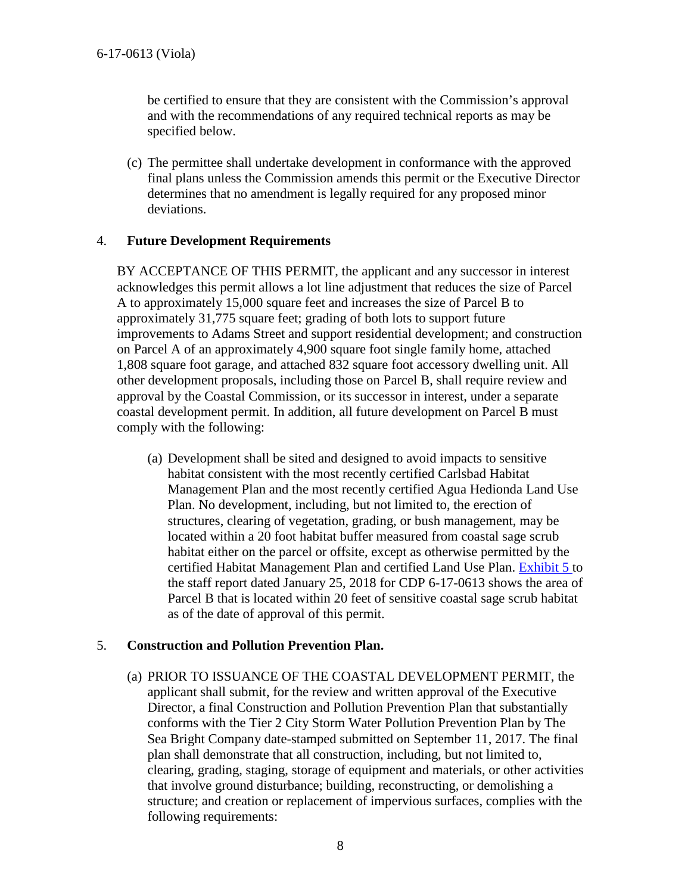be certified to ensure that they are consistent with the Commission's approval and with the recommendations of any required technical reports as may be specified below.

(c) The permittee shall undertake development in conformance with the approved final plans unless the Commission amends this permit or the Executive Director determines that no amendment is legally required for any proposed minor deviations.

4. **Future Development Requirements**

BY ACCEPTANCE OF THIS PERMIT, the applicant and any successor in interest acknowledges this permit allows a lot line adjustment that reduces the size of Parcel A to approximately 15,000 square feet and increases the size of Parcel B to approximately 31,775 square feet; grading of both lots to support future improvements to Adams Street and support residential development; and construction on Parcel A of an approximately 4,900 square foot single family home, attached 1,808 square foot garage, and attached 832 square foot accessory dwelling unit. All other development proposals, including those on Parcel B, shall require review and approval by the Coastal Commission, or its successor in interest, under a separate coastal development permit. In addition, all future development on Parcel B must comply with the following:

(a) Development shall be sited and designed to avoid impacts to sensitive habitat consistent with the most recently certified Carlsbad Habitat Management Plan and the most recently certified Agua Hedionda Land Use Plan. No development, including, but not limited to, the erection of structures, clearing of vegetation, grading, or bush management, may be located within a 20 foot habitat buffer measured from coastal sage scrub habitat either on the parcel or offsite, except as otherwise permitted by the certified Habitat Management Plan and certified Land Use Plan. Exhibit 5 to the staff report dated January 25, 2018 for CDP 6-17-0613 shows the area of Parcel B that is located within 20 feet of sensitive coastal sage scrub habitat as of the date of approval of this permit.

5. **Construction and Pollution Prevention Plan.**

(a) PRIOR TO ISSUANCE OF THE COASTAL DEVELOPMENT PERMIT, the applicant shall submit, for the review and written approval of the Executive Director, a final Construction and Pollution Prevention Plan that substantially conforms with the Tier 2 City Storm Water Pollution Prevention Plan by The Sea Bright Company date-stamped submitted on September 11, 2017. The final plan shall demonstrate that all construction, including, but not limited to, clearing, grading, staging, storage of equipment and materials, or other activities that involve ground disturbance; building, reconstructing, or demolishing a structure; and creation or replacement of impervious surfaces, complies with the following requirements: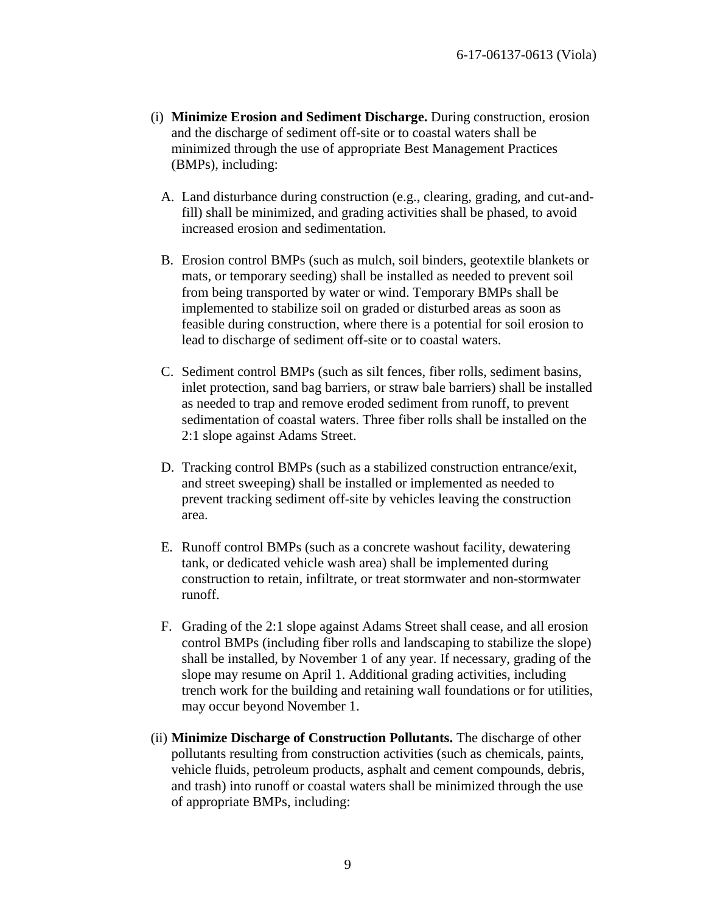(i) **Minimize Erosion and Sediment Discharge.** During construction, erosion and the discharge of sediment off-site or to coastal waters shall be minimized through the use of appropriate Best Management Practices (BMPs), including:

A. Land disturbance during construction (e.g., clearing, grading, and cut-and-fill) shall be minimized, and grading activities shall be phased, to avoid increased erosion and sedimentation.

B. Erosion control BMPs (such as mulch, soil binders, geotextile blankets or mats, or temporary seeding) shall be installed as needed to prevent soil from being transported by water or wind. Temporary BMPs shall be implemented to stabilize soil on graded or disturbed areas as soon as feasible during construction, where there is a potential for soil erosion to lead to discharge of sediment off-site or to coastal waters.

C. Sediment control BMPs (such as silt fences, fiber rolls, sediment basins, inlet protection, sand bag barriers, or straw bale barriers) shall be installed as needed to trap and remove eroded sediment from runoff, to prevent sedimentation of coastal waters. Three fiber rolls shall be installed on the 2:1 slope against Adams Street.

D. Tracking control BMPs (such as a stabilized construction entrance/exit, and street sweeping) shall be installed or implemented as needed to prevent tracking sediment off-site by vehicles leaving the construction area.

E. Runoff control BMPs (such as a concrete washout facility, dewatering tank, or dedicated vehicle wash area) shall be implemented during construction to retain, infiltrate, or treat stormwater and non-stormwater runoff.

F. Grading of the 2:1 slope against Adams Street shall cease, and all erosion control BMPs (including fiber rolls and landscaping to stabilize the slope) shall be installed, by November 1 of any year. If necessary, grading of the slope may resume on April 1. Additional grading activities, including trench work for the building and retaining wall foundations or for utilities, may occur beyond November 1.

(ii) **Minimize Discharge of Construction Pollutants.** The discharge of other pollutants resulting from construction activities (such as chemicals, paints, vehicle fluids, petroleum products, asphalt and cement compounds, debris, and trash) into runoff or coastal waters shall be minimized through the use of appropriate BMPs, including: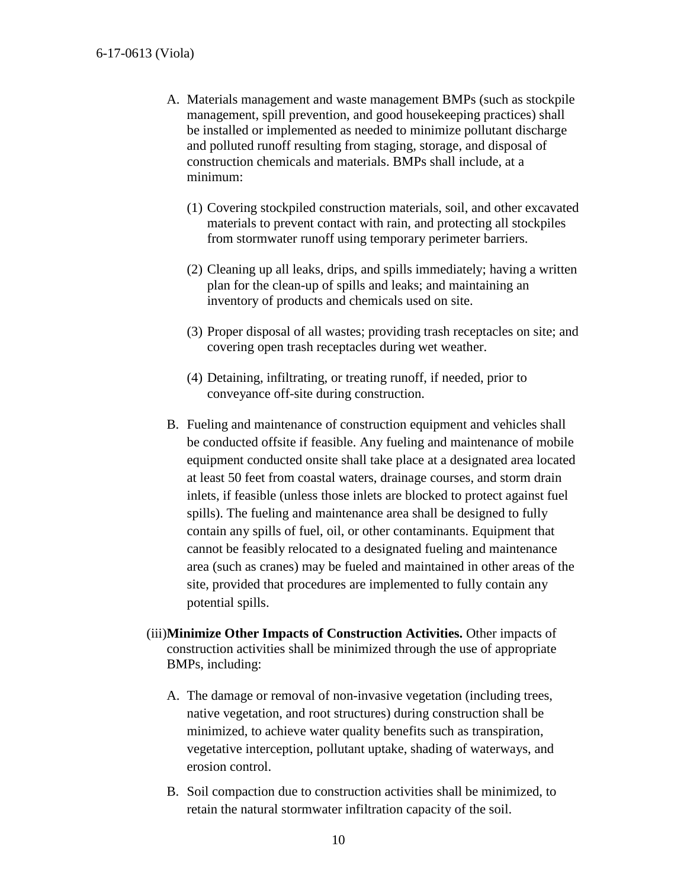A. Materials management and waste management BMPs (such as stockpile management, spill prevention, and good housekeeping practices) shall be installed or implemented as needed to minimize pollutant discharge and polluted runoff resulting from staging, storage, and disposal of construction chemicals and materials. BMPs shall include, at a minimum:

   (1) Covering stockpiled construction materials, soil, and other excavated materials to prevent contact with rain, and protecting all stockpiles from stormwater runoff using temporary perimeter barriers.

   (2) Cleaning up all leaks, drips, and spills immediately; having a written plan for the clean-up of spills and leaks; and maintaining an inventory of products and chemicals used on site.

   (3) Proper disposal of all wastes; providing trash receptacles on site; and covering open trash receptacles during wet weather.

   (4) Detaining, infiltrating, or treating runoff, if needed, prior to conveyance off-site during construction.

B. Fueling and maintenance of construction equipment and vehicles shall be conducted offsite if feasible. Any fueling and maintenance of mobile equipment conducted onsite shall take place at a designated area located at least 50 feet from coastal waters, drainage courses, and storm drain inlets, if feasible (unless those inlets are blocked to protect against fuel spills). The fueling and maintenance area shall be designed to fully contain any spills of fuel, oil, or other contaminants. Equipment that cannot be feasibly relocated to a designated fueling and maintenance area (such as cranes) may be fueled and maintained in other areas of the site, provided that procedures are implemented to fully contain any potential spills.

(iii) **Minimize Other Impacts of Construction Activities.** Other impacts of construction activities shall be minimized through the use of appropriate BMPs, including:

A. The damage or removal of non-invasive vegetation (including trees, native vegetation, and root structures) during construction shall be minimized, to achieve water quality benefits such as transpiration, vegetative interception, pollutant uptake, shading of waterways, and erosion control.

B. Soil compaction due to construction activities shall be minimized, to retain the natural stormwater infiltration capacity of the soil.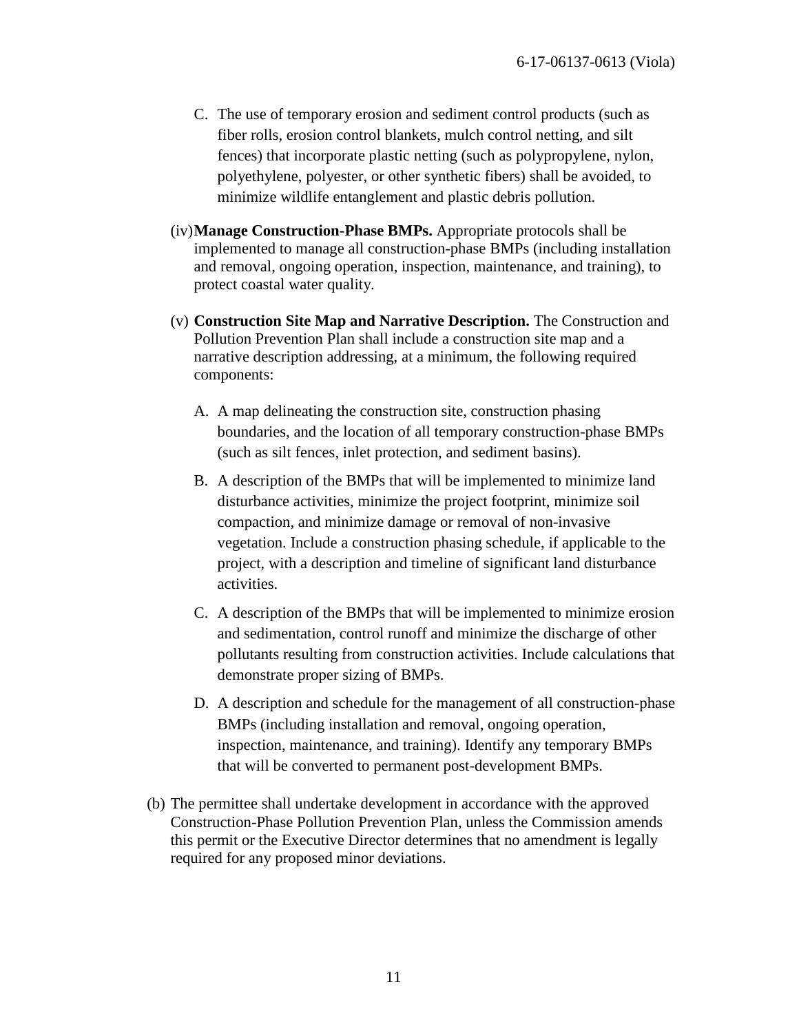C. The use of temporary erosion and sediment control products (such as fiber rolls, erosion control blankets, mulch control netting, and silt fences) that incorporate plastic netting (such as polypropylene, nylon, polyethylene, polyester, or other synthetic fibers) shall be avoided, to minimize wildlife entanglement and plastic debris pollution.

(iv) **Manage Construction-Phase BMPs.** Appropriate protocols shall be implemented to manage all construction-phase BMPs (including installation and removal, ongoing operation, inspection, maintenance, and training), to protect coastal water quality.

(v) **Construction Site Map and Narrative Description.** The Construction and Pollution Prevention Plan shall include a construction site map and a narrative description addressing, at a minimum, the following required components:

A. A map delineating the construction site, construction phasing boundaries, and the location of all temporary construction-phase BMPs (such as silt fences, inlet protection, and sediment basins).

B. A description of the BMPs that will be implemented to minimize land disturbance activities, minimize the project footprint, minimize soil compaction, and minimize damage or removal of non-invasive vegetation. Include a construction phasing schedule, if applicable to the project, with a description and timeline of significant land disturbance activities.

C. A description of the BMPs that will be implemented to minimize erosion and sedimentation, control runoff and minimize the discharge of other pollutants resulting from construction activities. Include calculations that demonstrate proper sizing of BMPs.

D. A description and schedule for the management of all construction-phase BMPs (including installation and removal, ongoing operation, inspection, maintenance, and training). Identify any temporary BMPs that will be converted to permanent post-development BMPs.

(b) The permittee shall undertake development in accordance with the approved Construction-Phase Pollution Prevention Plan, unless the Commission amends this permit or the Executive Director determines that no amendment is legally required for any proposed minor deviations.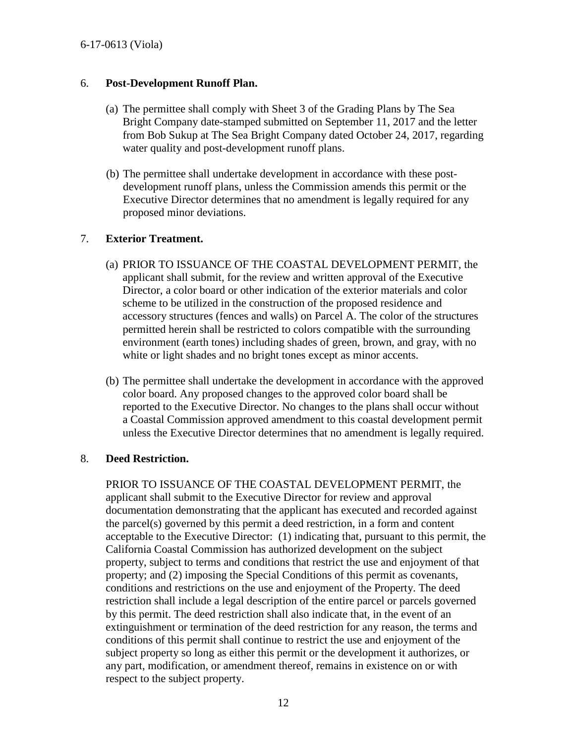6. **Post-Development Runoff Plan.**

   (a) The permittee shall comply with Sheet 3 of the Grading Plans by The Sea Bright Company date-stamped submitted on September 11, 2017 and the letter from Bob Sukup at The Sea Bright Company dated October 24, 2017, regarding water quality and post-development runoff plans.

   (b) The permittee shall undertake development in accordance with these post-development runoff plans, unless the Commission amends this permit or the Executive Director determines that no amendment is legally required for any proposed minor deviations.

7. **Exterior Treatment.**

   (a) PRIOR TO ISSUANCE OF THE COASTAL DEVELOPMENT PERMIT, the applicant shall submit, for the review and written approval of the Executive Director, a color board or other indication of the exterior materials and color scheme to be utilized in the construction of the proposed residence and accessory structures (fences and walls) on Parcel A. The color of the structures permitted herein shall be restricted to colors compatible with the surrounding environment (earth tones) including shades of green, brown, and gray, with no white or light shades and no bright tones except as minor accents.

   (b) The permittee shall undertake the development in accordance with the approved color board. Any proposed changes to the approved color board shall be reported to the Executive Director. No changes to the plans shall occur without a Coastal Commission approved amendment to this coastal development permit unless the Executive Director determines that no amendment is legally required.

8. **Deed Restriction.**

   PRIOR TO ISSUANCE OF THE COASTAL DEVELOPMENT PERMIT, the applicant shall submit to the Executive Director for review and approval documentation demonstrating that the applicant has executed and recorded against the parcel(s) governed by this permit a deed restriction, in a form and content acceptable to the Executive Director: (1) indicating that, pursuant to this permit, the California Coastal Commission has authorized development on the subject property, subject to terms and conditions that restrict the use and enjoyment of that property; and (2) imposing the Special Conditions of this permit as covenants, conditions and restrictions on the use and enjoyment of the Property. The deed restriction shall include a legal description of the entire parcel or parcels governed by this permit. The deed restriction shall also indicate that, in the event of an extinguishment or termination of the deed restriction for any reason, the terms and conditions of this permit shall continue to restrict the use and enjoyment of the subject property so long as either this permit or the development it authorizes, or any part, modification, or amendment thereof, remains in existence on or with respect to the subject property.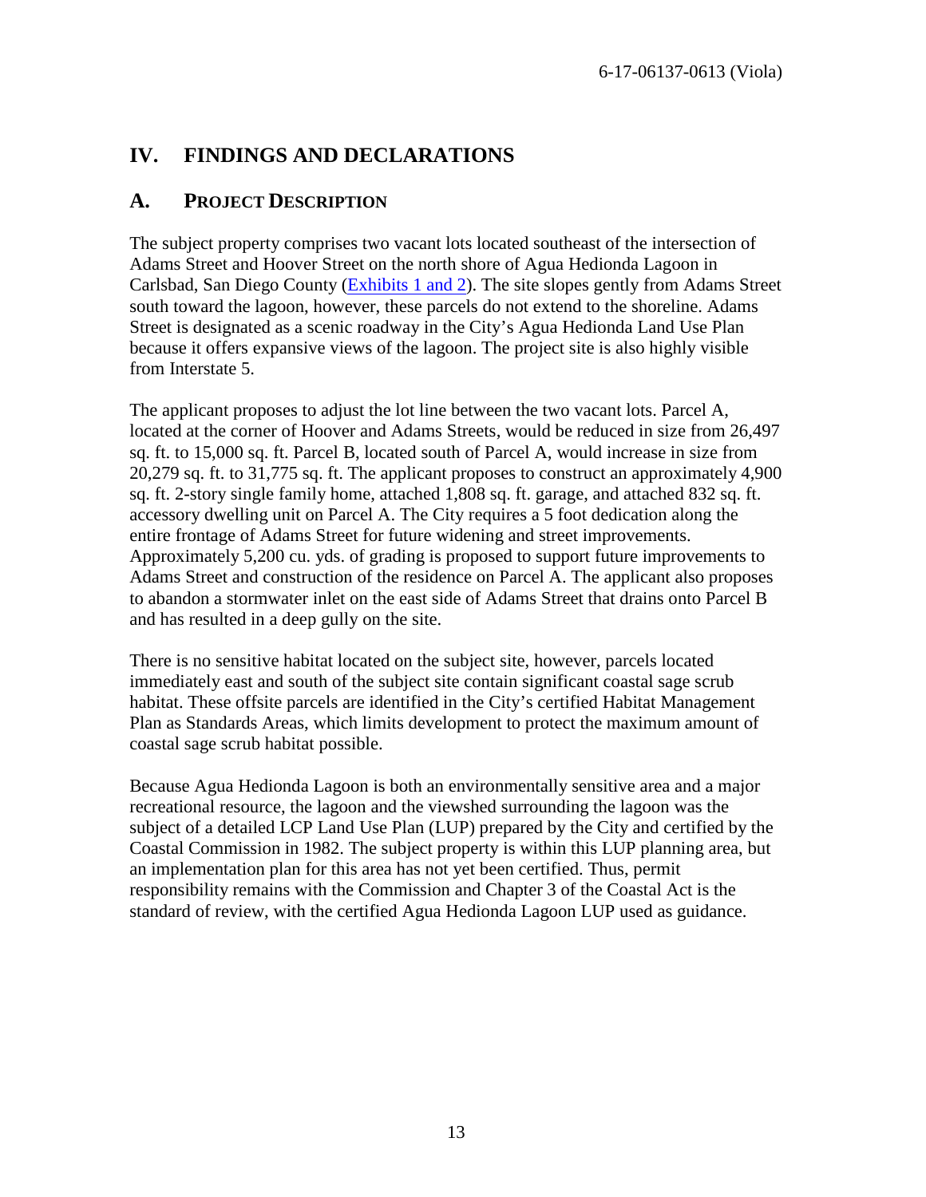# IV. FINDINGS AND DECLARATIONS

## A. PROJECT DESCRIPTION

The subject property comprises two vacant lots located southeast of the intersection of Adams Street and Hoover Street on the north shore of Agua Hedionda Lagoon in Carlsbad, San Diego County (Exhibits 1 and 2). The site slopes gently from Adams Street south toward the lagoon, however, these parcels do not extend to the shoreline. Adams Street is designated as a scenic roadway in the City's Agua Hedionda Land Use Plan because it offers expansive views of the lagoon. The project site is also highly visible from Interstate 5.

The applicant proposes to adjust the lot line between the two vacant lots. Parcel A, located at the corner of Hoover and Adams Streets, would be reduced in size from 26,497 sq. ft. to 15,000 sq. ft. Parcel B, located south of Parcel A, would increase in size from 20,279 sq. ft. to 31,775 sq. ft. The applicant proposes to construct an approximately 4,900 sq. ft. 2-story single family home, attached 1,808 sq. ft. garage, and attached 832 sq. ft. accessory dwelling unit on Parcel A. The City requires a 5 foot dedication along the entire frontage of Adams Street for future widening and street improvements. Approximately 5,200 cu. yds. of grading is proposed to support future improvements to Adams Street and construction of the residence on Parcel A. The applicant also proposes to abandon a stormwater inlet on the east side of Adams Street that drains onto Parcel B and has resulted in a deep gully on the site.

There is no sensitive habitat located on the subject site, however, parcels located immediately east and south of the subject site contain significant coastal sage scrub habitat. These offsite parcels are identified in the City's certified Habitat Management Plan as Standards Areas, which limits development to protect the maximum amount of coastal sage scrub habitat possible.

Because Agua Hedionda Lagoon is both an environmentally sensitive area and a major recreational resource, the lagoon and the viewshed surrounding the lagoon was the subject of a detailed LCP Land Use Plan (LUP) prepared by the City and certified by the Coastal Commission in 1982. The subject property is within this LUP planning area, but an implementation plan for this area has not yet been certified. Thus, permit responsibility remains with the Commission and Chapter 3 of the Coastal Act is the standard of review, with the certified Agua Hedionda Lagoon LUP used as guidance.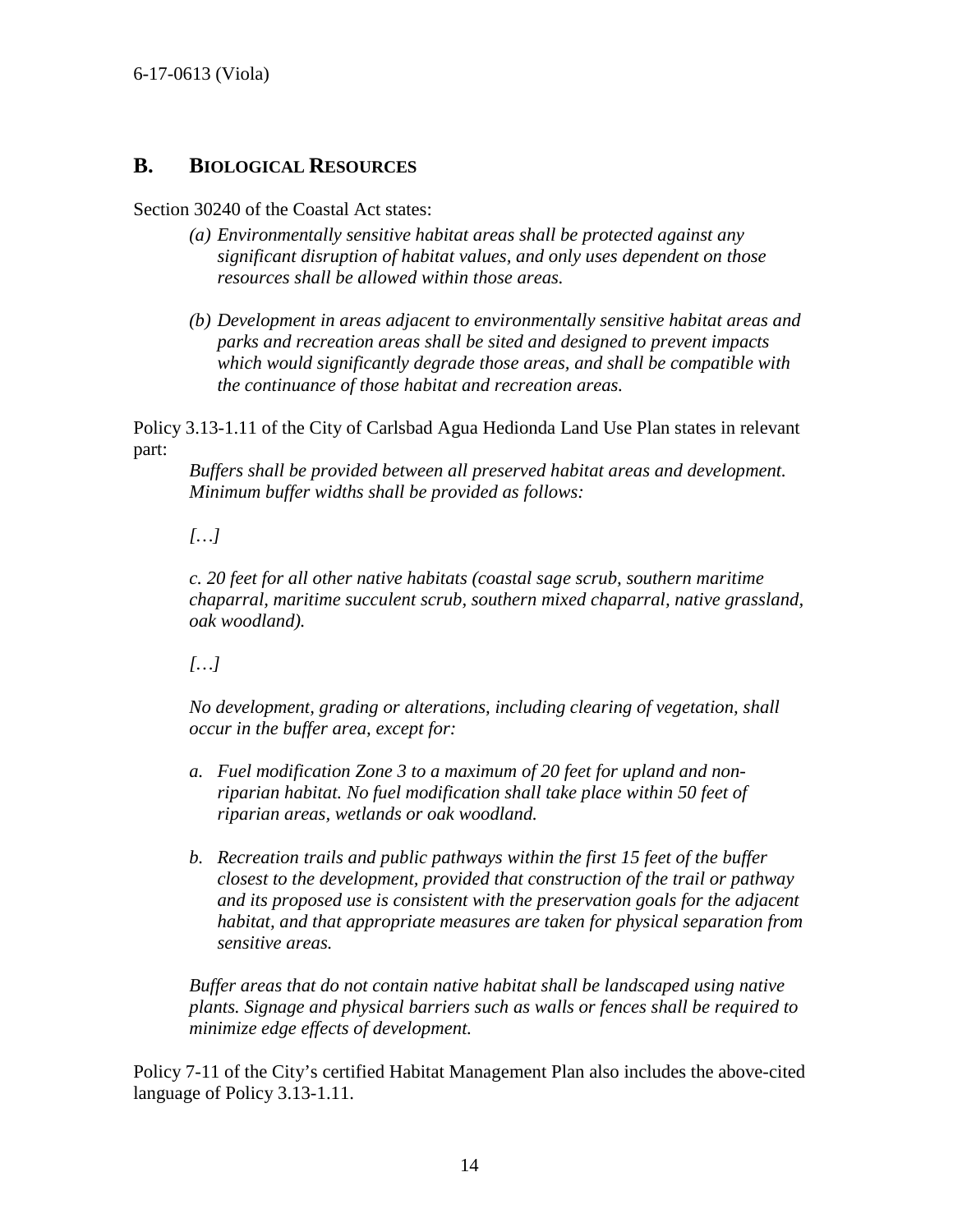## B. BIOLOGICAL RESOURCES

Section 30240 of the Coastal Act states:

> *(a) Environmentally sensitive habitat areas shall be protected against any significant disruption of habitat values, and only uses dependent on those resources shall be allowed within those areas.*
>
> *(b) Development in areas adjacent to environmentally sensitive habitat areas and parks and recreation areas shall be sited and designed to prevent impacts which would significantly degrade those areas, and shall be compatible with the continuance of those habitat and recreation areas.*

Policy 3.13-1.11 of the City of Carlsbad Agua Hedionda Land Use Plan states in relevant part:

> *Buffers shall be provided between all preserved habitat areas and development. Minimum buffer widths shall be provided as follows:*
>
> *[…]*
>
> *c. 20 feet for all other native habitats (coastal sage scrub, southern maritime chaparral, maritime succulent scrub, southern mixed chaparral, native grassland, oak woodland).*
>
> *[…]*
>
> *No development, grading or alterations, including clearing of vegetation, shall occur in the buffer area, except for:*
>
> *a. Fuel modification Zone 3 to a maximum of 20 feet for upland and non-riparian habitat. No fuel modification shall take place within 50 feet of riparian areas, wetlands or oak woodland.*
>
> *b. Recreation trails and public pathways within the first 15 feet of the buffer closest to the development, provided that construction of the trail or pathway and its proposed use is consistent with the preservation goals for the adjacent habitat, and that appropriate measures are taken for physical separation from sensitive areas.*
>
> *Buffer areas that do not contain native habitat shall be landscaped using native plants. Signage and physical barriers such as walls or fences shall be required to minimize edge effects of development.*

Policy 7-11 of the City's certified Habitat Management Plan also includes the above-cited language of Policy 3.13-1.11.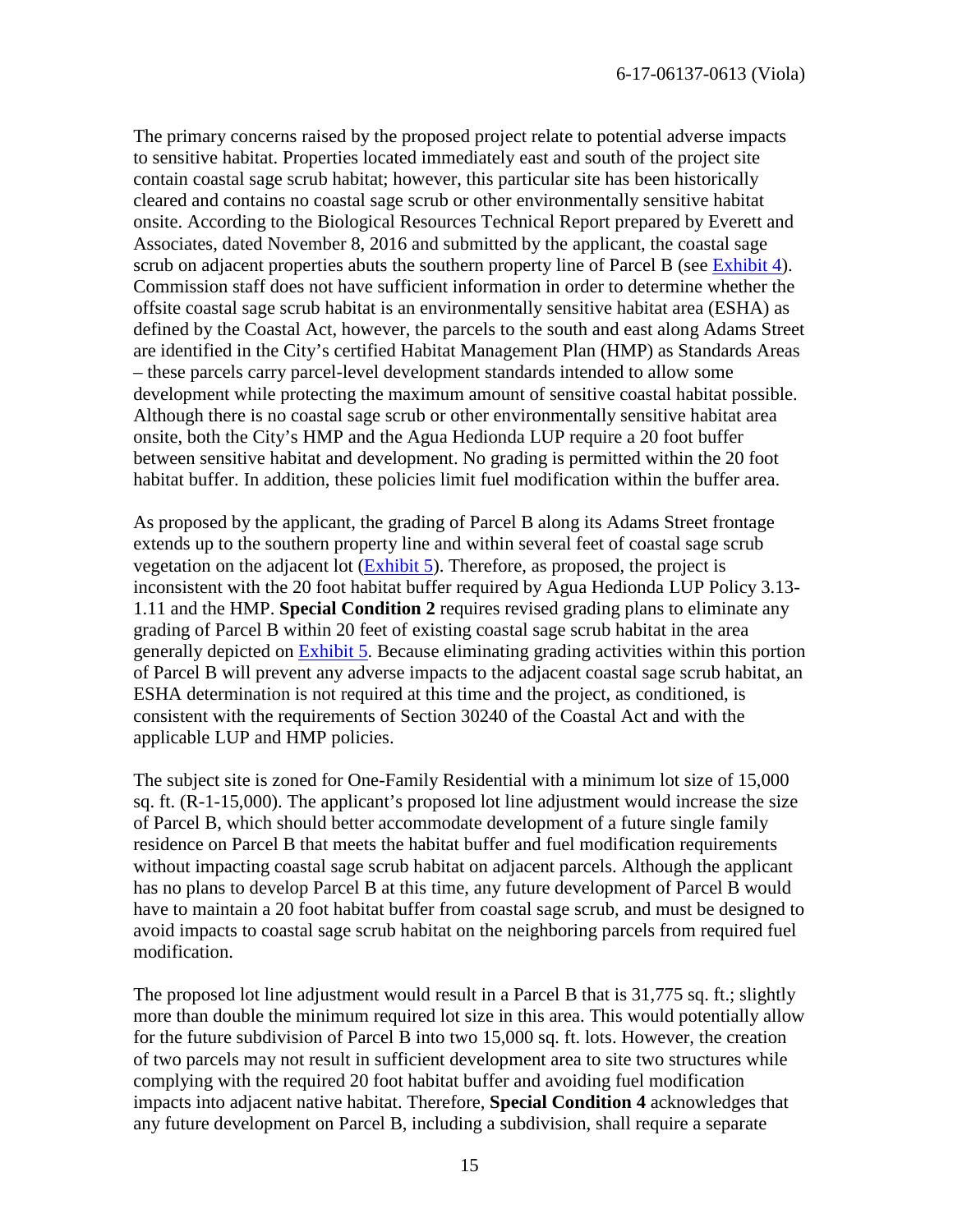The primary concerns raised by the proposed project relate to potential adverse impacts to sensitive habitat. Properties located immediately east and south of the project site contain coastal sage scrub habitat; however, this particular site has been historically cleared and contains no coastal sage scrub or other environmentally sensitive habitat onsite. According to the Biological Resources Technical Report prepared by Everett and Associates, dated November 8, 2016 and submitted by the applicant, the coastal sage scrub on adjacent properties abuts the southern property line of Parcel B (see Exhibit 4). Commission staff does not have sufficient information in order to determine whether the offsite coastal sage scrub habitat is an environmentally sensitive habitat area (ESHA) as defined by the Coastal Act, however, the parcels to the south and east along Adams Street are identified in the City's certified Habitat Management Plan (HMP) as Standards Areas – these parcels carry parcel-level development standards intended to allow some development while protecting the maximum amount of sensitive coastal habitat possible. Although there is no coastal sage scrub or other environmentally sensitive habitat area onsite, both the City's HMP and the Agua Hedionda LUP require a 20 foot buffer between sensitive habitat and development. No grading is permitted within the 20 foot habitat buffer. In addition, these policies limit fuel modification within the buffer area.

As proposed by the applicant, the grading of Parcel B along its Adams Street frontage extends up to the southern property line and within several feet of coastal sage scrub vegetation on the adjacent lot (Exhibit 5). Therefore, as proposed, the project is inconsistent with the 20 foot habitat buffer required by Agua Hedionda LUP Policy 3.13-1.11 and the HMP. **Special Condition 2** requires revised grading plans to eliminate any grading of Parcel B within 20 feet of existing coastal sage scrub habitat in the area generally depicted on Exhibit 5. Because eliminating grading activities within this portion of Parcel B will prevent any adverse impacts to the adjacent coastal sage scrub habitat, an ESHA determination is not required at this time and the project, as conditioned, is consistent with the requirements of Section 30240 of the Coastal Act and with the applicable LUP and HMP policies.

The subject site is zoned for One-Family Residential with a minimum lot size of 15,000 sq. ft. (R-1-15,000). The applicant's proposed lot line adjustment would increase the size of Parcel B, which should better accommodate development of a future single family residence on Parcel B that meets the habitat buffer and fuel modification requirements without impacting coastal sage scrub habitat on adjacent parcels. Although the applicant has no plans to develop Parcel B at this time, any future development of Parcel B would have to maintain a 20 foot habitat buffer from coastal sage scrub, and must be designed to avoid impacts to coastal sage scrub habitat on the neighboring parcels from required fuel modification.

The proposed lot line adjustment would result in a Parcel B that is 31,775 sq. ft.; slightly more than double the minimum required lot size in this area. This would potentially allow for the future subdivision of Parcel B into two 15,000 sq. ft. lots. However, the creation of two parcels may not result in sufficient development area to site two structures while complying with the required 20 foot habitat buffer and avoiding fuel modification impacts into adjacent native habitat. Therefore, **Special Condition 4** acknowledges that any future development on Parcel B, including a subdivision, shall require a separate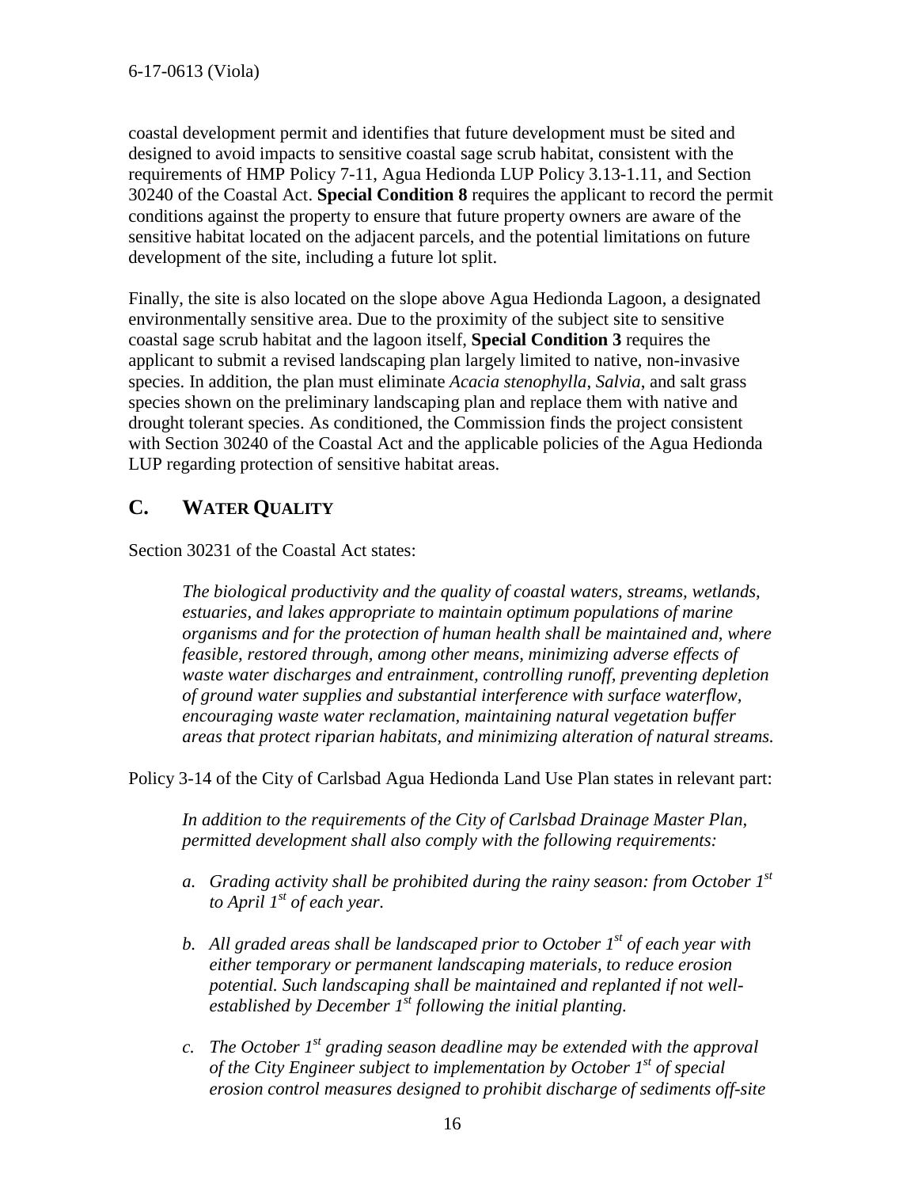coastal development permit and identifies that future development must be sited and designed to avoid impacts to sensitive coastal sage scrub habitat, consistent with the requirements of HMP Policy 7-11, Agua Hedionda LUP Policy 3.13-1.11, and Section 30240 of the Coastal Act. **Special Condition 8** requires the applicant to record the permit conditions against the property to ensure that future property owners are aware of the sensitive habitat located on the adjacent parcels, and the potential limitations on future development of the site, including a future lot split.

Finally, the site is also located on the slope above Agua Hedionda Lagoon, a designated environmentally sensitive area. Due to the proximity of the subject site to sensitive coastal sage scrub habitat and the lagoon itself, **Special Condition 3** requires the applicant to submit a revised landscaping plan largely limited to native, non-invasive species. In addition, the plan must eliminate *Acacia stenophylla*, *Salvia*, and salt grass species shown on the preliminary landscaping plan and replace them with native and drought tolerant species. As conditioned, the Commission finds the project consistent with Section 30240 of the Coastal Act and the applicable policies of the Agua Hedionda LUP regarding protection of sensitive habitat areas.

## C. WATER QUALITY

Section 30231 of the Coastal Act states:

> *The biological productivity and the quality of coastal waters, streams, wetlands, estuaries, and lakes appropriate to maintain optimum populations of marine organisms and for the protection of human health shall be maintained and, where feasible, restored through, among other means, minimizing adverse effects of waste water discharges and entrainment, controlling runoff, preventing depletion of ground water supplies and substantial interference with surface waterflow, encouraging waste water reclamation, maintaining natural vegetation buffer areas that protect riparian habitats, and minimizing alteration of natural streams.*

Policy 3-14 of the City of Carlsbad Agua Hedionda Land Use Plan states in relevant part:

> *In addition to the requirements of the City of Carlsbad Drainage Master Plan, permitted development shall also comply with the following requirements:*
>
> *a. Grading activity shall be prohibited during the rainy season: from October 1st to April 1st of each year.*
>
> *b. All graded areas shall be landscaped prior to October 1st of each year with either temporary or permanent landscaping materials, to reduce erosion potential. Such landscaping shall be maintained and replanted if not well-established by December 1st following the initial planting.*
>
> *c. The October 1st grading season deadline may be extended with the approval of the City Engineer subject to implementation by October 1st of special erosion control measures designed to prohibit discharge of sediments off-site*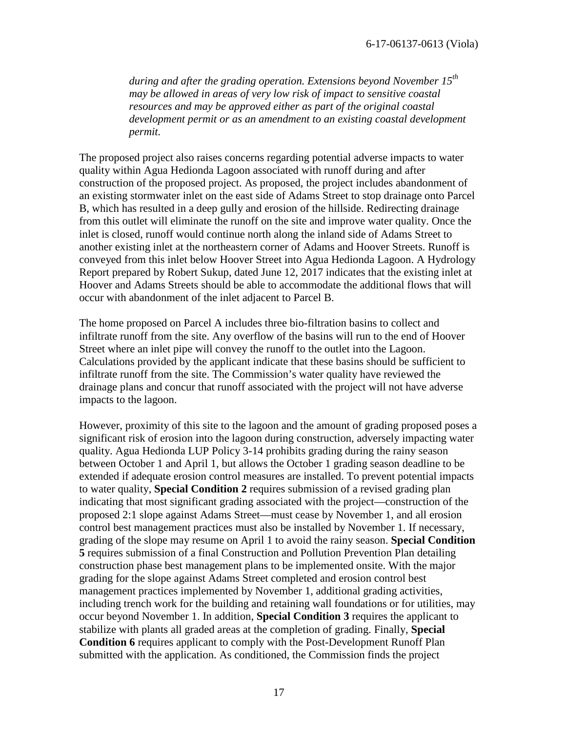*during and after the grading operation. Extensions beyond November 15th may be allowed in areas of very low risk of impact to sensitive coastal resources and may be approved either as part of the original coastal development permit or as an amendment to an existing coastal development permit.*

The proposed project also raises concerns regarding potential adverse impacts to water quality within Agua Hedionda Lagoon associated with runoff during and after construction of the proposed project. As proposed, the project includes abandonment of an existing stormwater inlet on the east side of Adams Street to stop drainage onto Parcel B, which has resulted in a deep gully and erosion of the hillside. Redirecting drainage from this outlet will eliminate the runoff on the site and improve water quality. Once the inlet is closed, runoff would continue north along the inland side of Adams Street to another existing inlet at the northeastern corner of Adams and Hoover Streets. Runoff is conveyed from this inlet below Hoover Street into Agua Hedionda Lagoon. A Hydrology Report prepared by Robert Sukup, dated June 12, 2017 indicates that the existing inlet at Hoover and Adams Streets should be able to accommodate the additional flows that will occur with abandonment of the inlet adjacent to Parcel B.

The home proposed on Parcel A includes three bio-filtration basins to collect and infiltrate runoff from the site. Any overflow of the basins will run to the end of Hoover Street where an inlet pipe will convey the runoff to the outlet into the Lagoon. Calculations provided by the applicant indicate that these basins should be sufficient to infiltrate runoff from the site. The Commission's water quality have reviewed the drainage plans and concur that runoff associated with the project will not have adverse impacts to the lagoon.

However, proximity of this site to the lagoon and the amount of grading proposed poses a significant risk of erosion into the lagoon during construction, adversely impacting water quality. Agua Hedionda LUP Policy 3-14 prohibits grading during the rainy season between October 1 and April 1, but allows the October 1 grading season deadline to be extended if adequate erosion control measures are installed. To prevent potential impacts to water quality, **Special Condition 2** requires submission of a revised grading plan indicating that most significant grading associated with the project—construction of the proposed 2:1 slope against Adams Street—must cease by November 1, and all erosion control best management practices must also be installed by November 1. If necessary, grading of the slope may resume on April 1 to avoid the rainy season. **Special Condition 5** requires submission of a final Construction and Pollution Prevention Plan detailing construction phase best management plans to be implemented onsite. With the major grading for the slope against Adams Street completed and erosion control best management practices implemented by November 1, additional grading activities, including trench work for the building and retaining wall foundations or for utilities, may occur beyond November 1. In addition, **Special Condition 3** requires the applicant to stabilize with plants all graded areas at the completion of grading. Finally, **Special Condition 6** requires applicant to comply with the Post-Development Runoff Plan submitted with the application. As conditioned, the Commission finds the project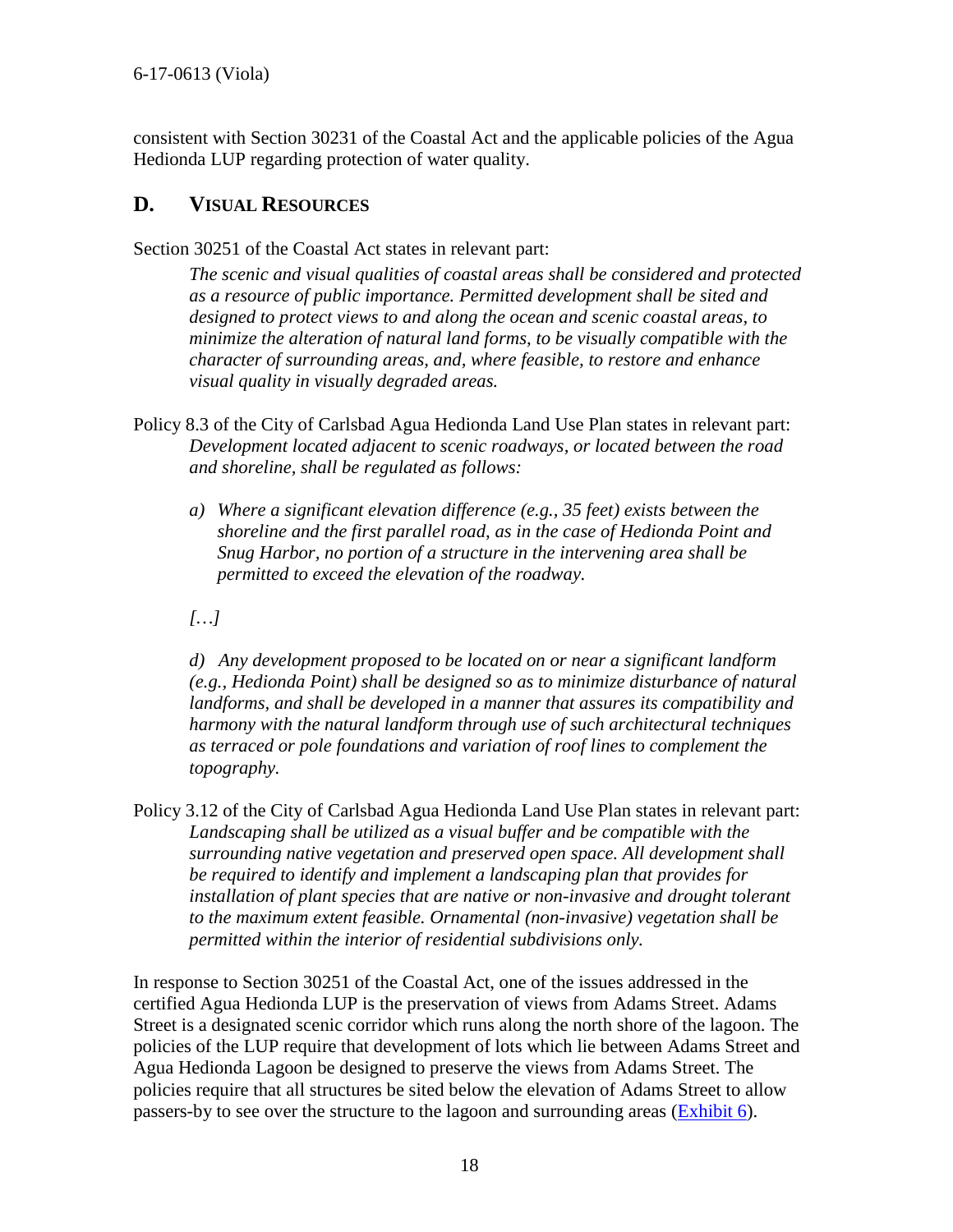consistent with Section 30231 of the Coastal Act and the applicable policies of the Agua Hedionda LUP regarding protection of water quality.

## D. VISUAL RESOURCES

Section 30251 of the Coastal Act states in relevant part:

> *The scenic and visual qualities of coastal areas shall be considered and protected as a resource of public importance. Permitted development shall be sited and designed to protect views to and along the ocean and scenic coastal areas, to minimize the alteration of natural land forms, to be visually compatible with the character of surrounding areas, and, where feasible, to restore and enhance visual quality in visually degraded areas.*

Policy 8.3 of the City of Carlsbad Agua Hedionda Land Use Plan states in relevant part:

> *Development located adjacent to scenic roadways, or located between the road and shoreline, shall be regulated as follows:*
>
> *a) Where a significant elevation difference (e.g., 35 feet) exists between the shoreline and the first parallel road, as in the case of Hedionda Point and Snug Harbor, no portion of a structure in the intervening area shall be permitted to exceed the elevation of the roadway.*
>
> *[…]*
>
> *d) Any development proposed to be located on or near a significant landform (e.g., Hedionda Point) shall be designed so as to minimize disturbance of natural landforms, and shall be developed in a manner that assures its compatibility and harmony with the natural landform through use of such architectural techniques as terraced or pole foundations and variation of roof lines to complement the topography.*

Policy 3.12 of the City of Carlsbad Agua Hedionda Land Use Plan states in relevant part:

> *Landscaping shall be utilized as a visual buffer and be compatible with the surrounding native vegetation and preserved open space. All development shall be required to identify and implement a landscaping plan that provides for installation of plant species that are native or non-invasive and drought tolerant to the maximum extent feasible. Ornamental (non-invasive) vegetation shall be permitted within the interior of residential subdivisions only.*

In response to Section 30251 of the Coastal Act, one of the issues addressed in the certified Agua Hedionda LUP is the preservation of views from Adams Street. Adams Street is a designated scenic corridor which runs along the north shore of the lagoon. The policies of the LUP require that development of lots which lie between Adams Street and Agua Hedionda Lagoon be designed to preserve the views from Adams Street. The policies require that all structures be sited below the elevation of Adams Street to allow passers-by to see over the structure to the lagoon and surrounding areas (Exhibit 6).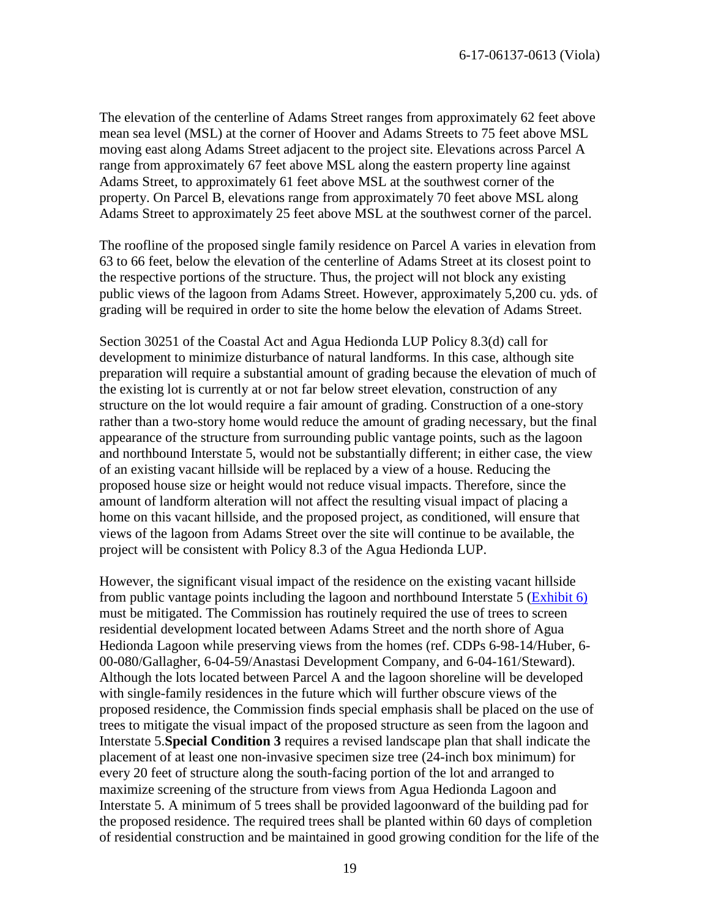The elevation of the centerline of Adams Street ranges from approximately 62 feet above mean sea level (MSL) at the corner of Hoover and Adams Streets to 75 feet above MSL moving east along Adams Street adjacent to the project site. Elevations across Parcel A range from approximately 67 feet above MSL along the eastern property line against Adams Street, to approximately 61 feet above MSL at the southwest corner of the property. On Parcel B, elevations range from approximately 70 feet above MSL along Adams Street to approximately 25 feet above MSL at the southwest corner of the parcel.

The roofline of the proposed single family residence on Parcel A varies in elevation from 63 to 66 feet, below the elevation of the centerline of Adams Street at its closest point to the respective portions of the structure. Thus, the project will not block any existing public views of the lagoon from Adams Street. However, approximately 5,200 cu. yds. of grading will be required in order to site the home below the elevation of Adams Street.

Section 30251 of the Coastal Act and Agua Hedionda LUP Policy 8.3(d) call for development to minimize disturbance of natural landforms. In this case, although site preparation will require a substantial amount of grading because the elevation of much of the existing lot is currently at or not far below street elevation, construction of any structure on the lot would require a fair amount of grading. Construction of a one-story rather than a two-story home would reduce the amount of grading necessary, but the final appearance of the structure from surrounding public vantage points, such as the lagoon and northbound Interstate 5, would not be substantially different; in either case, the view of an existing vacant hillside will be replaced by a view of a house. Reducing the proposed house size or height would not reduce visual impacts. Therefore, since the amount of landform alteration will not affect the resulting visual impact of placing a home on this vacant hillside, and the proposed project, as conditioned, will ensure that views of the lagoon from Adams Street over the site will continue to be available, the project will be consistent with Policy 8.3 of the Agua Hedionda LUP.

However, the significant visual impact of the residence on the existing vacant hillside from public vantage points including the lagoon and northbound Interstate 5 (Exhibit 6) must be mitigated. The Commission has routinely required the use of trees to screen residential development located between Adams Street and the north shore of Agua Hedionda Lagoon while preserving views from the homes (ref. CDPs 6-98-14/Huber, 6-00-080/Gallagher, 6-04-59/Anastasi Development Company, and 6-04-161/Steward). Although the lots located between Parcel A and the lagoon shoreline will be developed with single-family residences in the future which will further obscure views of the proposed residence, the Commission finds special emphasis shall be placed on the use of trees to mitigate the visual impact of the proposed structure as seen from the lagoon and Interstate 5.**Special Condition 3** requires a revised landscape plan that shall indicate the placement of at least one non-invasive specimen size tree (24-inch box minimum) for every 20 feet of structure along the south-facing portion of the lot and arranged to maximize screening of the structure from views from Agua Hedionda Lagoon and Interstate 5. A minimum of 5 trees shall be provided lagoonward of the building pad for the proposed residence. The required trees shall be planted within 60 days of completion of residential construction and be maintained in good growing condition for the life of the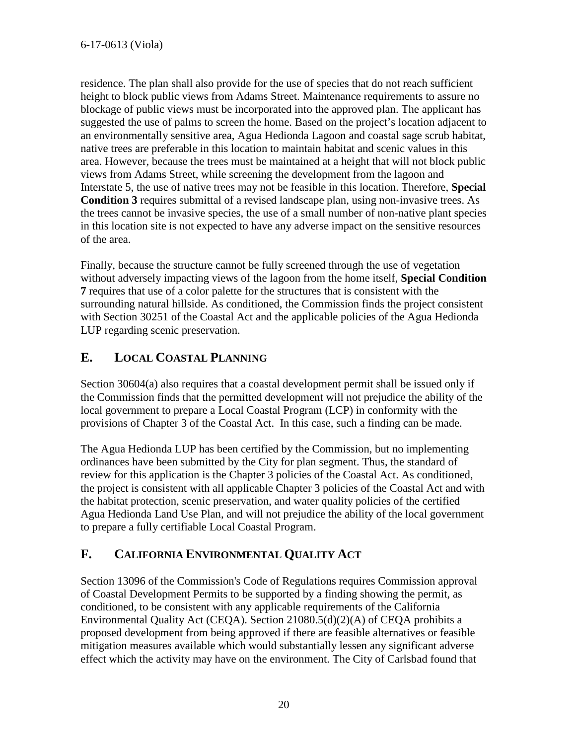residence. The plan shall also provide for the use of species that do not reach sufficient height to block public views from Adams Street. Maintenance requirements to assure no blockage of public views must be incorporated into the approved plan. The applicant has suggested the use of palms to screen the home. Based on the project's location adjacent to an environmentally sensitive area, Agua Hedionda Lagoon and coastal sage scrub habitat, native trees are preferable in this location to maintain habitat and scenic values in this area. However, because the trees must be maintained at a height that will not block public views from Adams Street, while screening the development from the lagoon and Interstate 5, the use of native trees may not be feasible in this location. Therefore, **Special Condition 3** requires submittal of a revised landscape plan, using non-invasive trees. As the trees cannot be invasive species, the use of a small number of non-native plant species in this location site is not expected to have any adverse impact on the sensitive resources of the area.

Finally, because the structure cannot be fully screened through the use of vegetation without adversely impacting views of the lagoon from the home itself, **Special Condition 7** requires that use of a color palette for the structures that is consistent with the surrounding natural hillside. As conditioned, the Commission finds the project consistent with Section 30251 of the Coastal Act and the applicable policies of the Agua Hedionda LUP regarding scenic preservation.

## E. LOCAL COASTAL PLANNING

Section 30604(a) also requires that a coastal development permit shall be issued only if the Commission finds that the permitted development will not prejudice the ability of the local government to prepare a Local Coastal Program (LCP) in conformity with the provisions of Chapter 3 of the Coastal Act. In this case, such a finding can be made.

The Agua Hedionda LUP has been certified by the Commission, but no implementing ordinances have been submitted by the City for plan segment. Thus, the standard of review for this application is the Chapter 3 policies of the Coastal Act. As conditioned, the project is consistent with all applicable Chapter 3 policies of the Coastal Act and with the habitat protection, scenic preservation, and water quality policies of the certified Agua Hedionda Land Use Plan, and will not prejudice the ability of the local government to prepare a fully certifiable Local Coastal Program.

## F. CALIFORNIA ENVIRONMENTAL QUALITY ACT

Section 13096 of the Commission's Code of Regulations requires Commission approval of Coastal Development Permits to be supported by a finding showing the permit, as conditioned, to be consistent with any applicable requirements of the California Environmental Quality Act (CEQA). Section 21080.5(d)(2)(A) of CEQA prohibits a proposed development from being approved if there are feasible alternatives or feasible mitigation measures available which would substantially lessen any significant adverse effect which the activity may have on the environment. The City of Carlsbad found that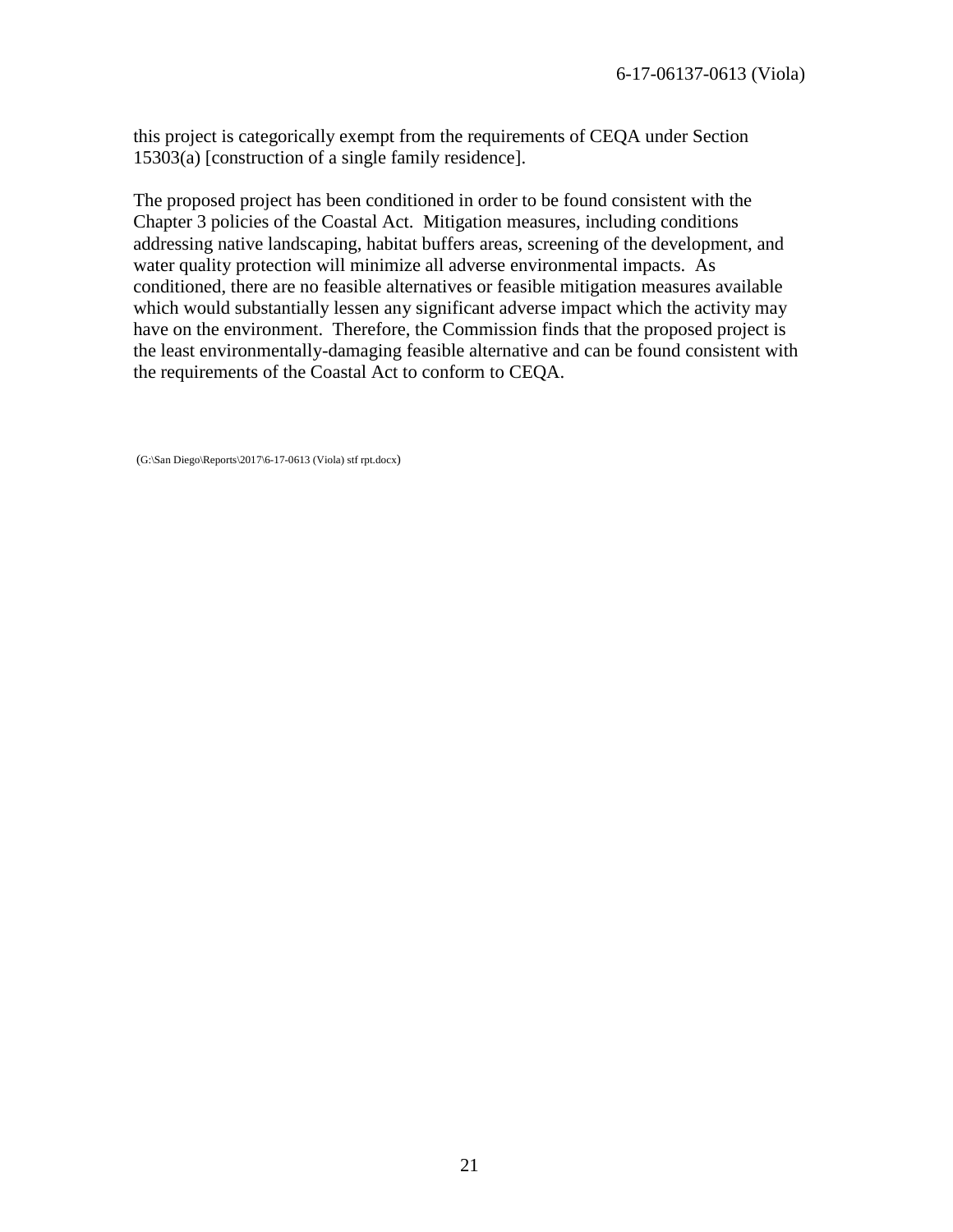this project is categorically exempt from the requirements of CEQA under Section 15303(a) [construction of a single family residence].

The proposed project has been conditioned in order to be found consistent with the Chapter 3 policies of the Coastal Act. Mitigation measures, including conditions addressing native landscaping, habitat buffers areas, screening of the development, and water quality protection will minimize all adverse environmental impacts. As conditioned, there are no feasible alternatives or feasible mitigation measures available which would substantially lessen any significant adverse impact which the activity may have on the environment. Therefore, the Commission finds that the proposed project is the least environmentally-damaging feasible alternative and can be found consistent with the requirements of the Coastal Act to conform to CEQA.

(G:\San Diego\Reports\2017\6-17-0613 (Viola) stf rpt.docx)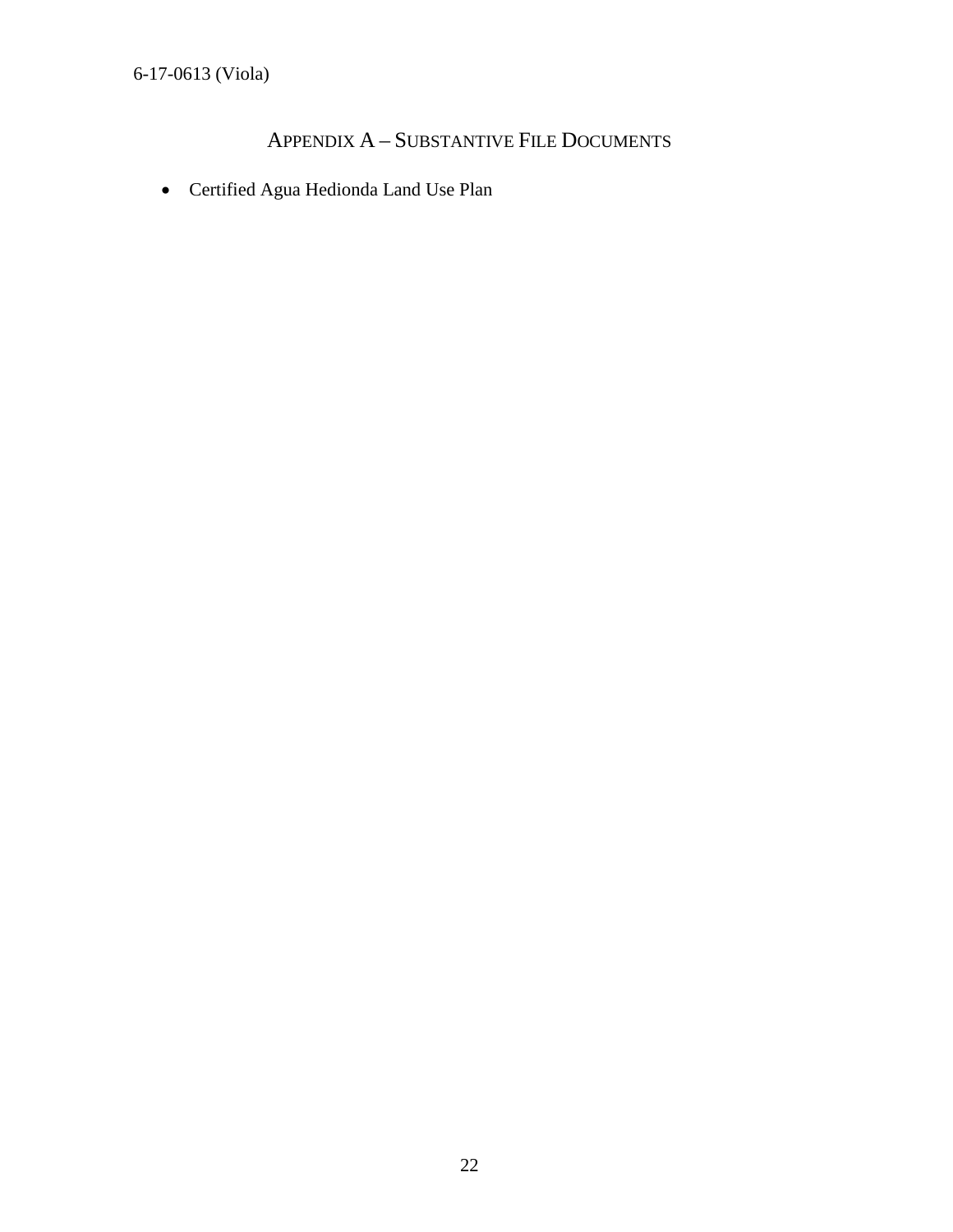## Appendix A – Substantive File Documents

- Certified Agua Hedionda Land Use Plan